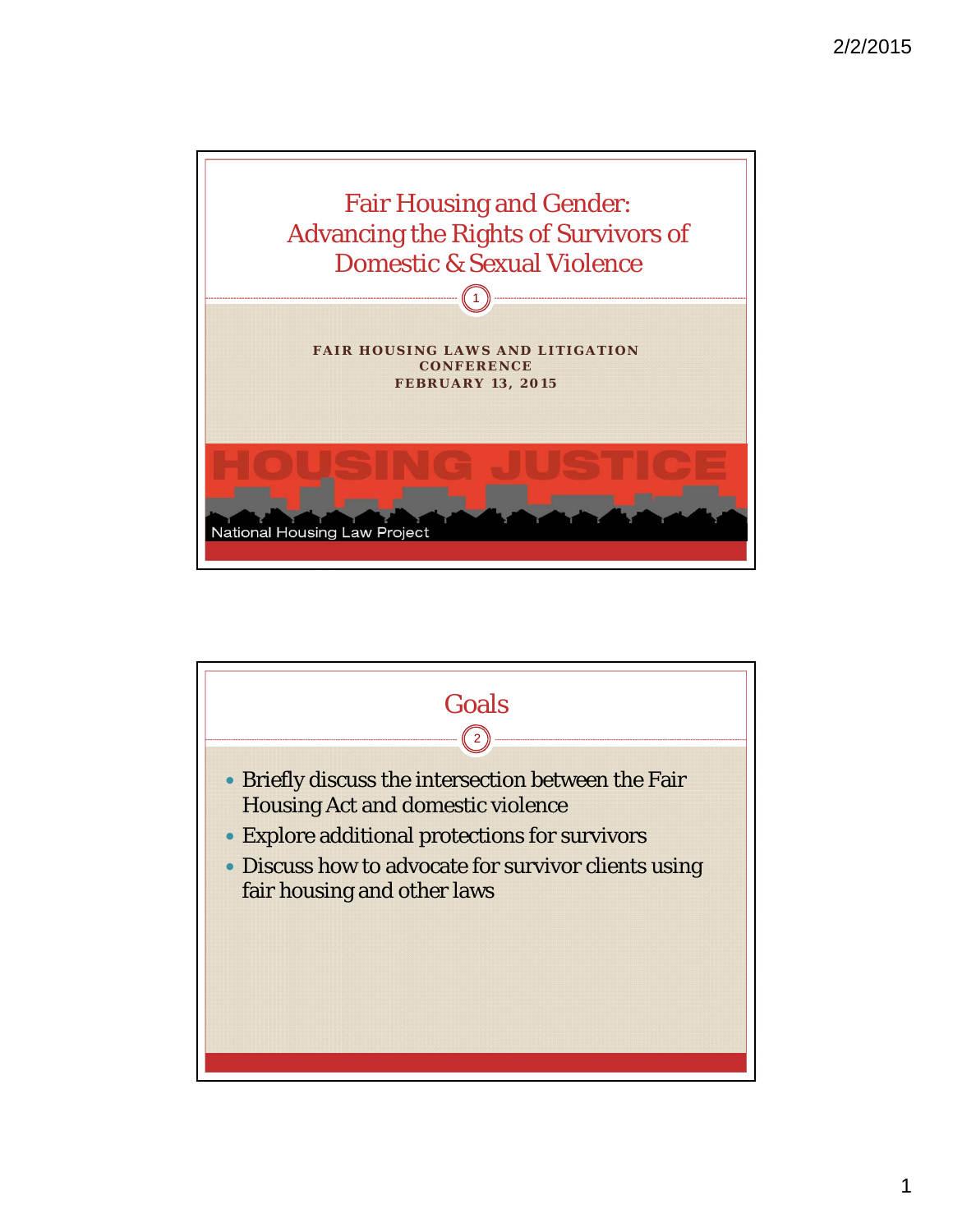# Fair Housing and Gender: Advancing the Rights of Survivors of Domestic & Sexual Violence

**FAIR HOUSING LAWS AND LITIGATION CONFERENCE**
**FEBRUARY 13, 2015**

HOUSING JUSTICE

National Housing Law Project

## Goals

- Briefly discuss the intersection between the Fair Housing Act and domestic violence
- Explore additional protections for survivors
- Discuss how to advocate for survivor clients using fair housing and other laws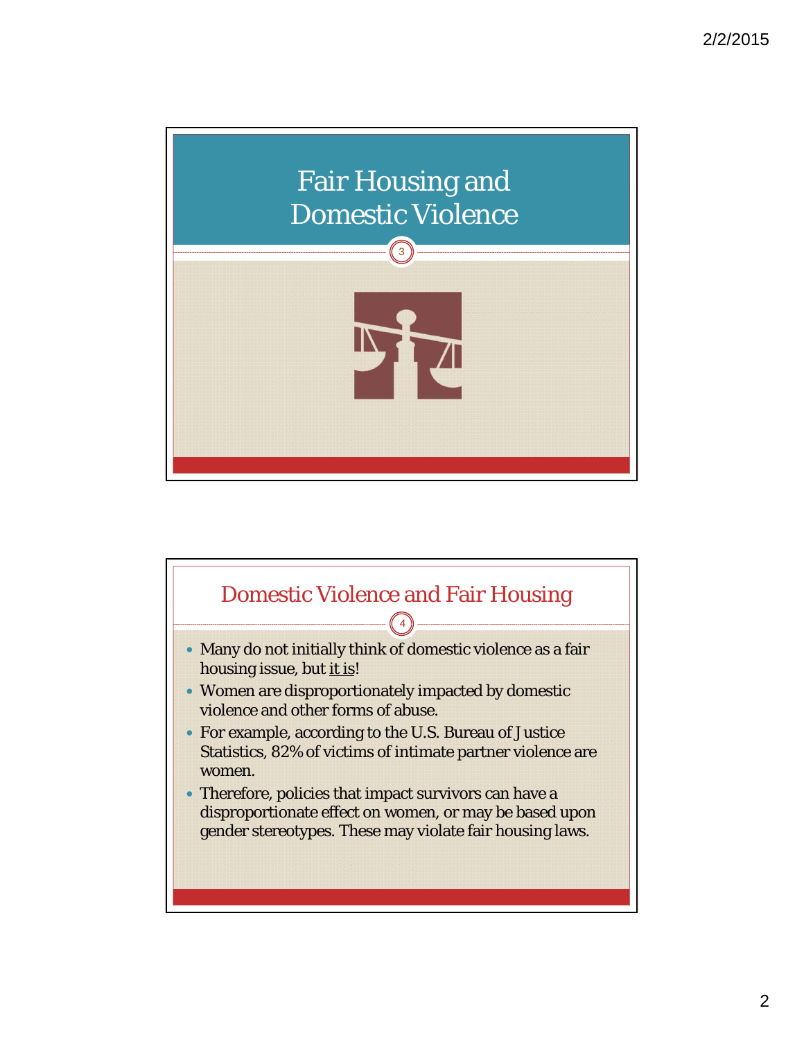# Fair Housing and Domestic Violence

## Domestic Violence and Fair Housing

- Many do not initially think of domestic violence as a fair housing issue, but it is!
- Women are disproportionately impacted by domestic violence and other forms of abuse.
- For example, according to the U.S. Bureau of Justice Statistics, 82% of victims of intimate partner violence are women.
- Therefore, policies that impact survivors can have a disproportionate effect on women, or may be based upon gender stereotypes. These may violate fair housing laws.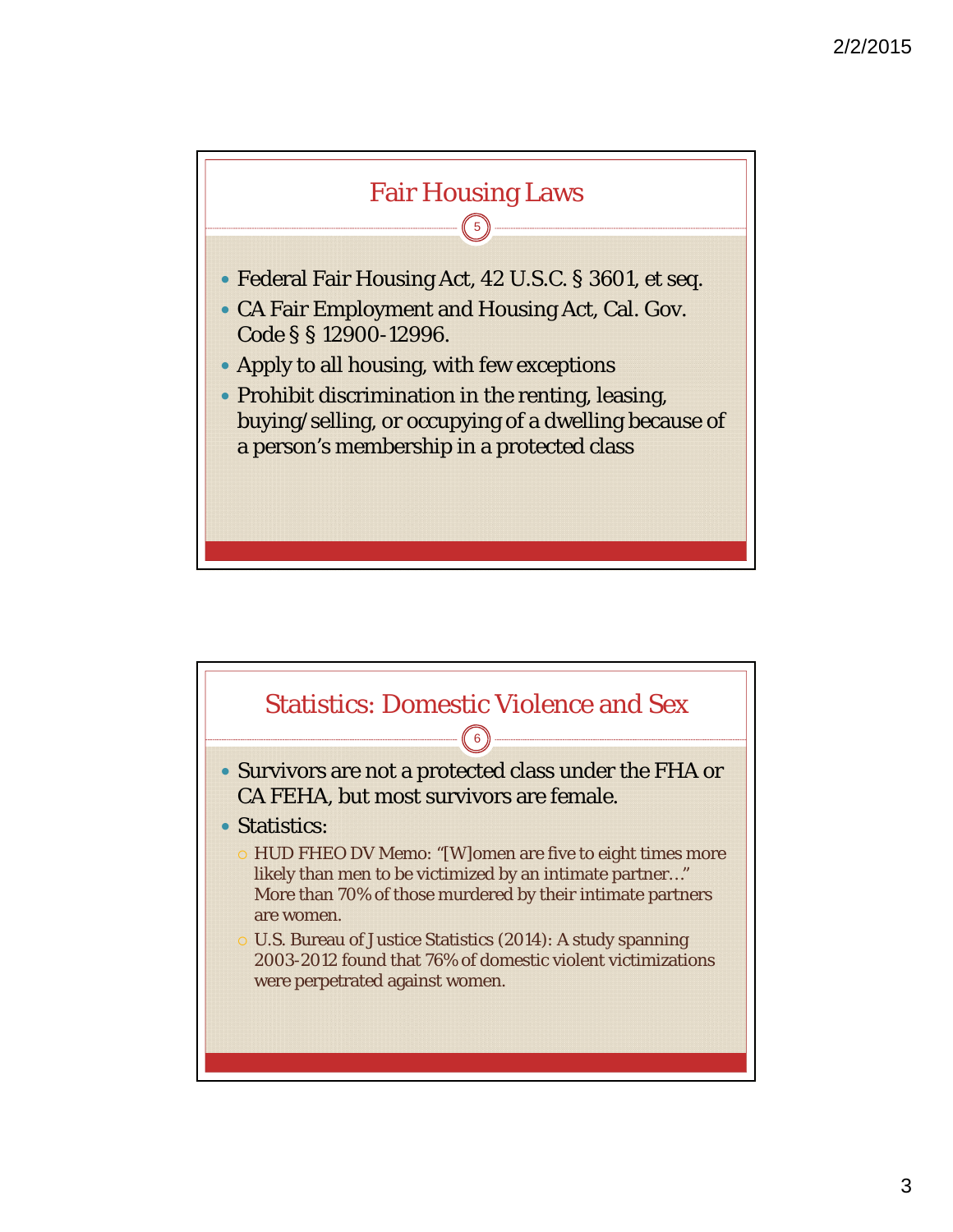## Fair Housing Laws

- Federal Fair Housing Act, 42 U.S.C. § 3601, et seq.
- CA Fair Employment and Housing Act, Cal. Gov. Code § § 12900-12996.
- Apply to all housing, with few exceptions
- Prohibit discrimination in the renting, leasing, buying/selling, or occupying of a dwelling because of a person's membership in a protected class

## Statistics: Domestic Violence and Sex

- Survivors are not a protected class under the FHA or CA FEHA, but most survivors are female.
- Statistics:
  - HUD FHEO DV Memo: "[W]omen are five to eight times more likely than men to be victimized by an intimate partner…" More than 70% of those murdered by their intimate partners are women.
  - U.S. Bureau of Justice Statistics (2014): A study spanning 2003-2012 found that 76% of domestic violent victimizations were perpetrated against women.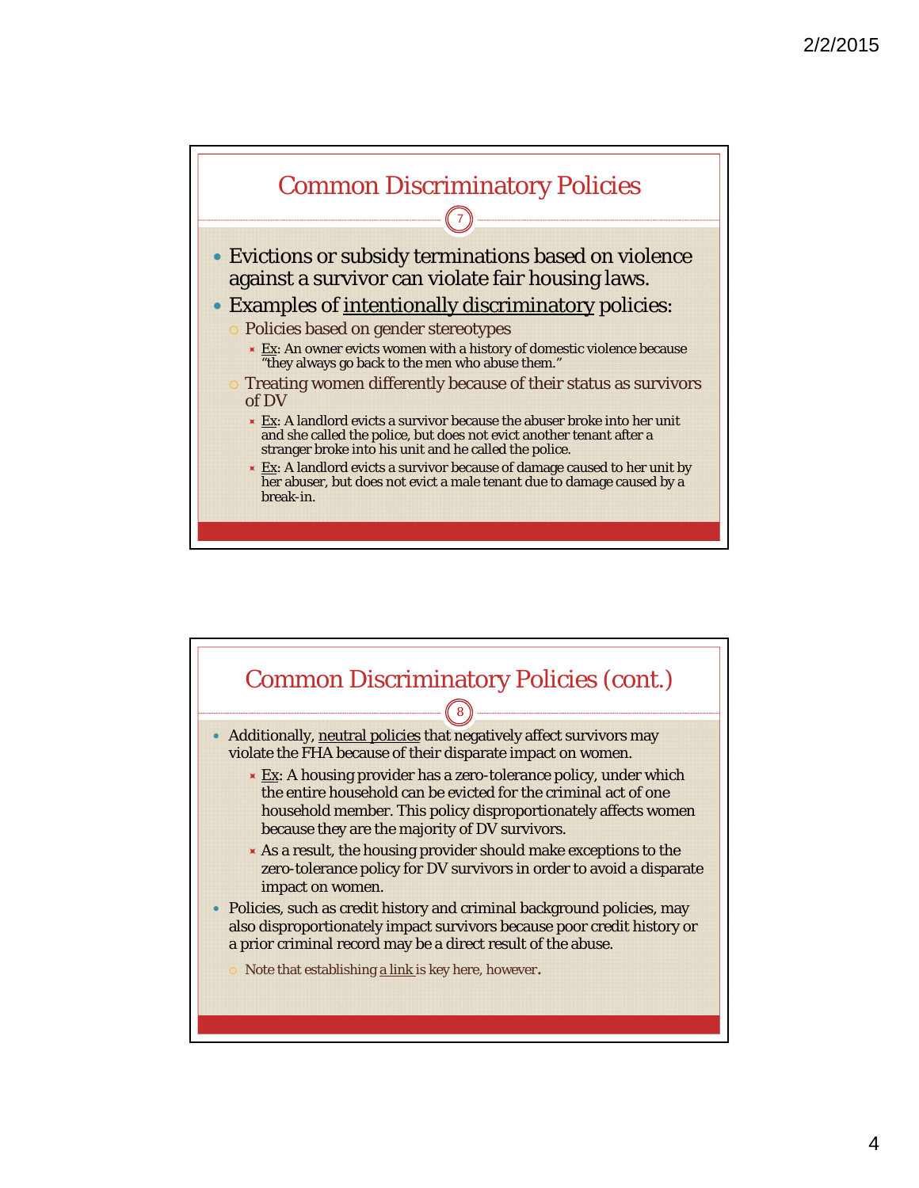## Common Discriminatory Policies

- Evictions or subsidy terminations based on violence against a survivor can violate fair housing laws.
- Examples of intentionally discriminatory policies:
  - Policies based on gender stereotypes
    - Ex: An owner evicts women with a history of domestic violence because "they always go back to the men who abuse them."
  - Treating women differently because of their status as survivors of DV
    - Ex: A landlord evicts a survivor because the abuser broke into her unit and she called the police, but does not evict another tenant after a stranger broke into his unit and he called the police.
    - Ex: A landlord evicts a survivor because of damage caused to her unit by her abuser, but does not evict a male tenant due to damage caused by a break-in.

## Common Discriminatory Policies (cont.)

- Additionally, neutral policies that negatively affect survivors may violate the FHA because of their disparate impact on women.
    - Ex: A housing provider has a zero-tolerance policy, under which the entire household can be evicted for the criminal act of one household member. This policy disproportionately affects women because they are the majority of DV survivors.
    - As a result, the housing provider should make exceptions to the zero-tolerance policy for DV survivors in order to avoid a disparate impact on women.
- Policies, such as credit history and criminal background policies, may also disproportionately impact survivors because poor credit history or a prior criminal record may be a direct result of the abuse.
  - Note that establishing a link is key here, however.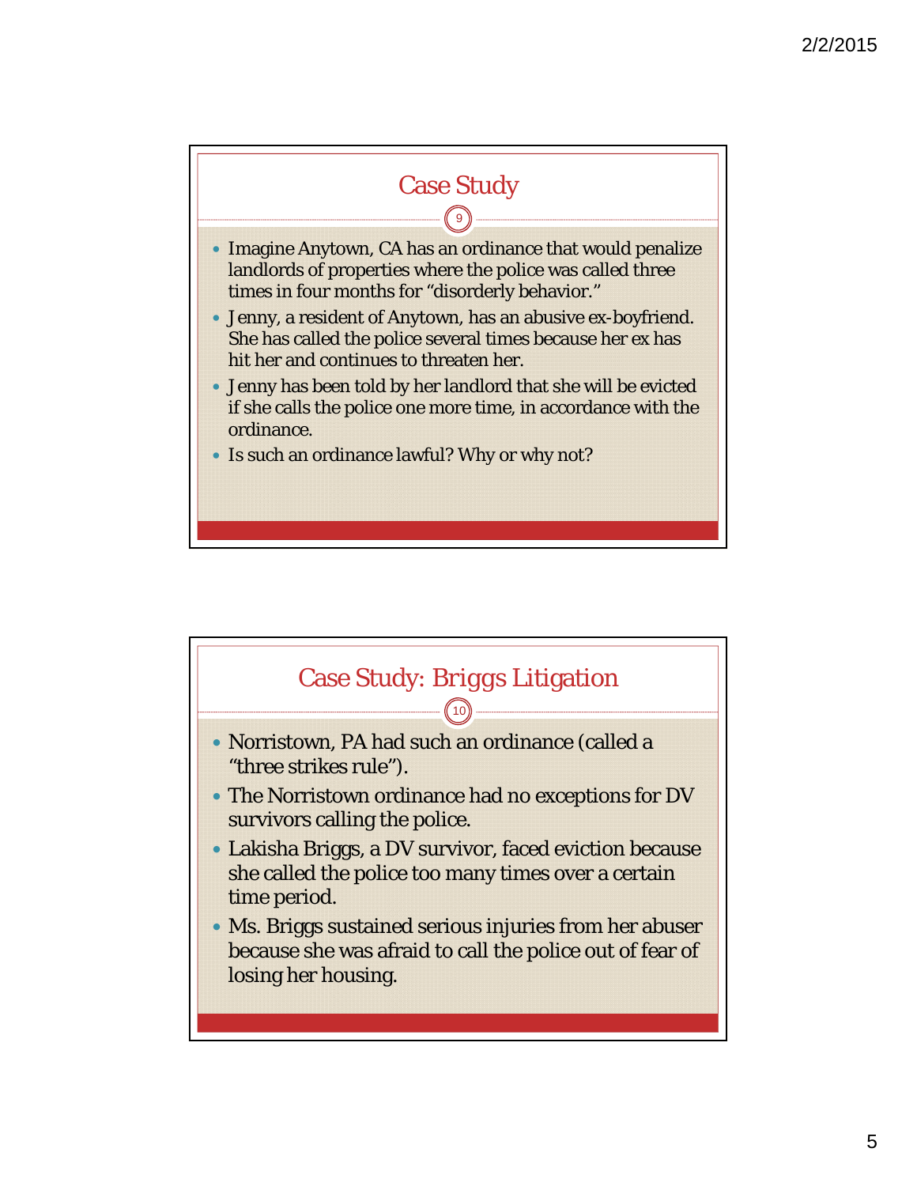## Case Study

- Imagine Anytown, CA has an ordinance that would penalize landlords of properties where the police was called three times in four months for "disorderly behavior."
- Jenny, a resident of Anytown, has an abusive ex-boyfriend. She has called the police several times because her ex has hit her and continues to threaten her.
- Jenny has been told by her landlord that she will be evicted if she calls the police one more time, in accordance with the ordinance.
- Is such an ordinance lawful? Why or why not?

## Case Study: Briggs Litigation

- Norristown, PA had such an ordinance (called a "three strikes rule").
- The Norristown ordinance had no exceptions for DV survivors calling the police.
- Lakisha Briggs, a DV survivor, faced eviction because she called the police too many times over a certain time period.
- Ms. Briggs sustained serious injuries from her abuser because she was afraid to call the police out of fear of losing her housing.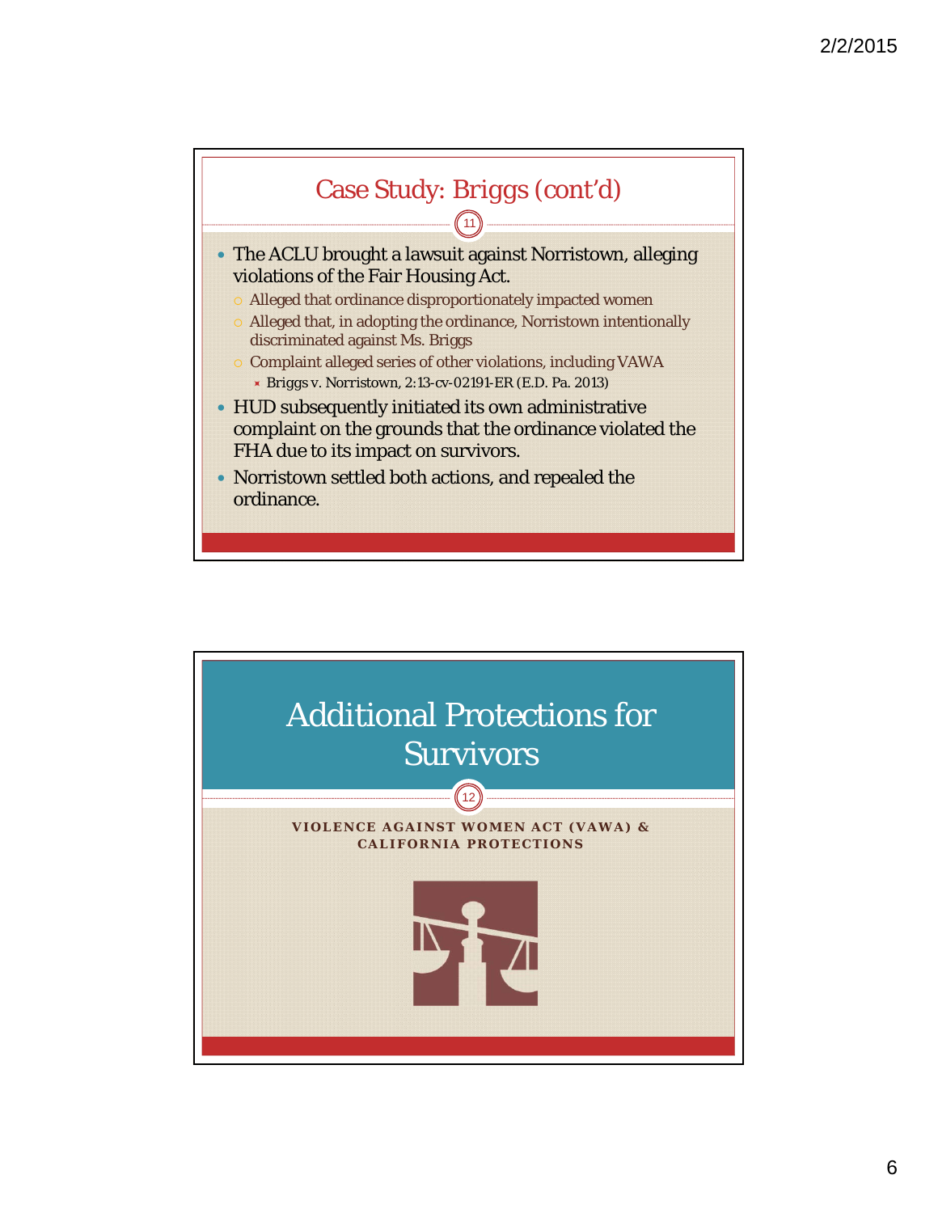## Case Study: Briggs (cont'd)

- The ACLU brought a lawsuit against Norristown, alleging violations of the Fair Housing Act.
  - Alleged that ordinance disproportionately impacted women
  - Alleged that, in adopting the ordinance, Norristown intentionally discriminated against Ms. Briggs
  - Complaint alleged series of other violations, including VAWA
    - Briggs v. Norristown, 2:13-cv-02191-ER (E.D. Pa. 2013)
- HUD subsequently initiated its own administrative complaint on the grounds that the ordinance violated the FHA due to its impact on survivors.
- Norristown settled both actions, and repealed the ordinance.

## Additional Protections for Survivors

**VIOLENCE AGAINST WOMEN ACT (VAWA) & CALIFORNIA PROTECTIONS**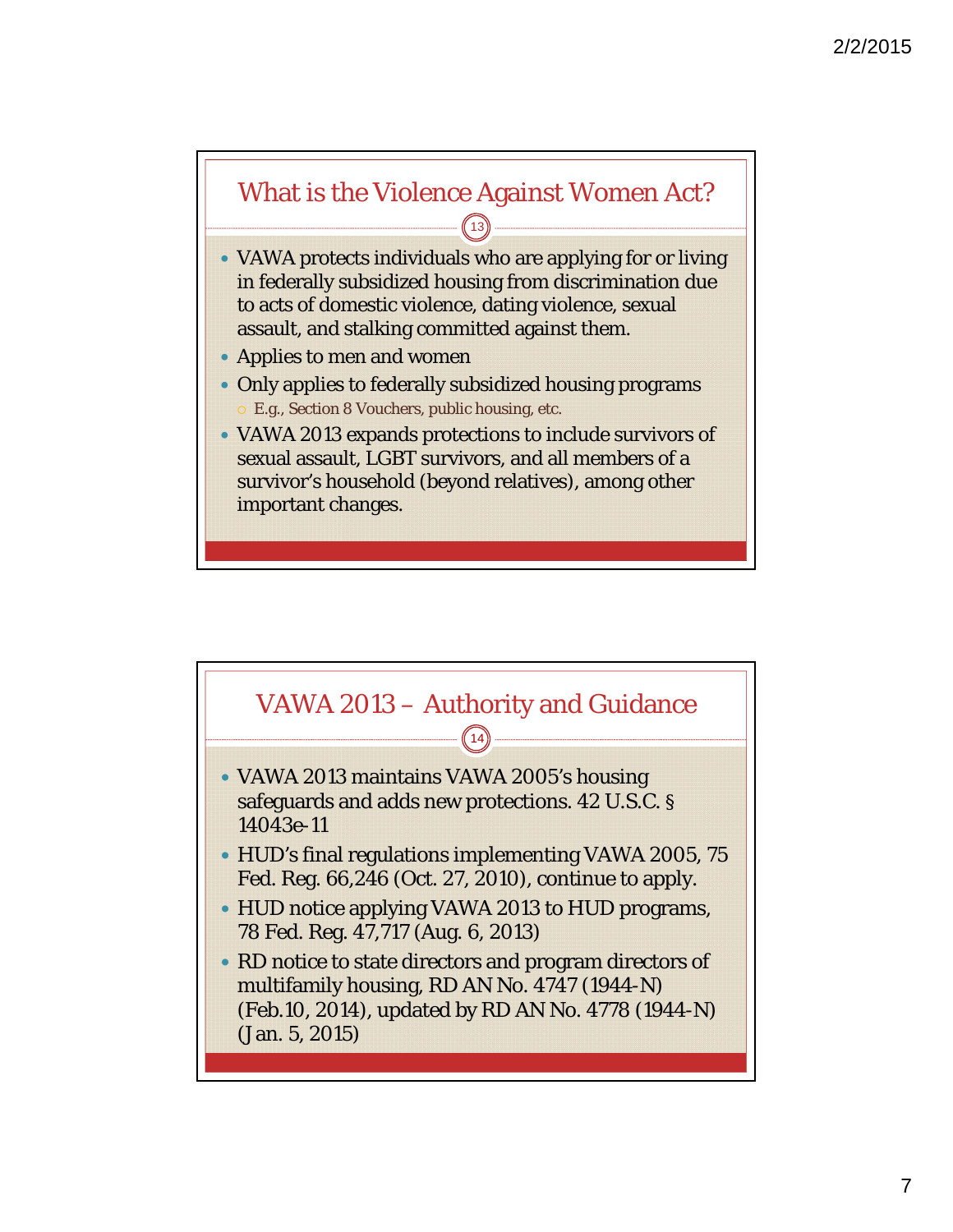## What is the Violence Against Women Act?

- VAWA protects individuals who are applying for or living in federally subsidized housing from discrimination due to acts of domestic violence, dating violence, sexual assault, and stalking committed against them.
- Applies to men and women
- Only applies to federally subsidized housing programs
  - E.g., Section 8 Vouchers, public housing, etc.
- VAWA 2013 expands protections to include survivors of sexual assault, LGBT survivors, and all members of a survivor's household (beyond relatives), among other important changes.

## VAWA 2013 – Authority and Guidance

- VAWA 2013 maintains VAWA 2005's housing safeguards and adds new protections. 42 U.S.C. § 14043e-11
- HUD's final regulations implementing VAWA 2005, 75 Fed. Reg. 66,246 (Oct. 27, 2010), continue to apply.
- HUD notice applying VAWA 2013 to HUD programs, 78 Fed. Reg. 47,717 (Aug. 6, 2013)
- RD notice to state directors and program directors of multifamily housing, RD AN No. 4747 (1944-N) (Feb.10, 2014), updated by RD AN No. 4778 (1944-N) (Jan. 5, 2015)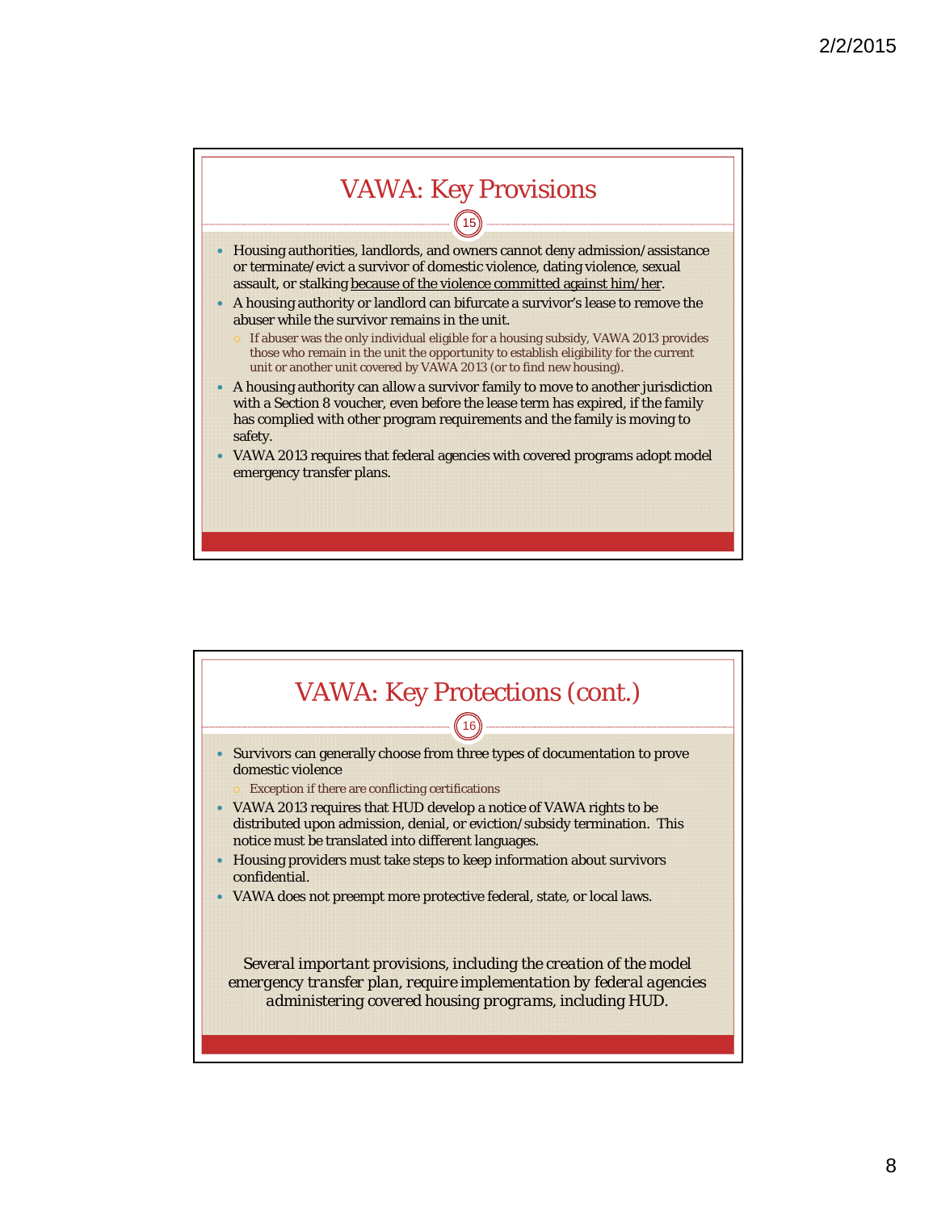## VAWA: Key Provisions

- Housing authorities, landlords, and owners cannot deny admission/assistance or terminate/evict a survivor of domestic violence, dating violence, sexual assault, or stalking <u>because of the violence committed against him/her</u>.
- A housing authority or landlord can bifurcate a survivor's lease to remove the abuser while the survivor remains in the unit.
  - If abuser was the only individual eligible for a housing subsidy, VAWA 2013 provides those who remain in the unit the opportunity to establish eligibility for the current unit or another unit covered by VAWA 2013 (or to find new housing).
- A housing authority can allow a survivor family to move to another jurisdiction with a Section 8 voucher, even before the lease term has expired, if the family has complied with other program requirements and the family is moving to safety.
- VAWA 2013 requires that federal agencies with covered programs adopt model emergency transfer plans.

## VAWA: Key Protections (cont.)

- Survivors can generally choose from three types of documentation to prove domestic violence
  - Exception if there are conflicting certifications
- VAWA 2013 requires that HUD develop a notice of VAWA rights to be distributed upon admission, denial, or eviction/subsidy termination. This notice must be translated into different languages.
- Housing providers must take steps to keep information about survivors confidential.
- VAWA does not preempt more protective federal, state, or local laws.

*Several important provisions, including the creation of the model emergency transfer plan, require implementation by federal agencies administering covered housing programs, including HUD.*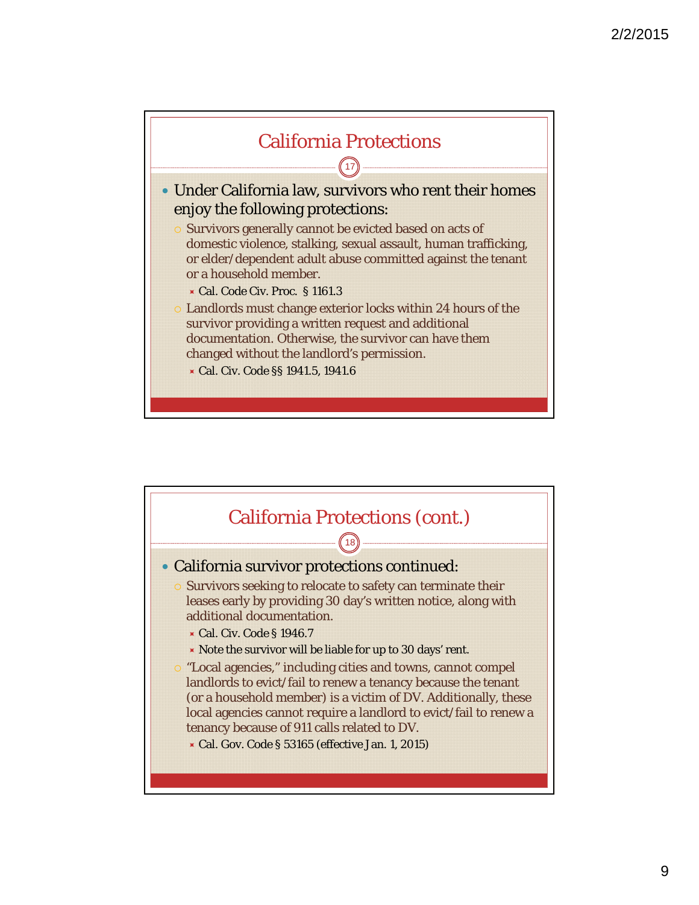## California Protections

17

- Under California law, survivors who rent their homes enjoy the following protections:
  - Survivors generally cannot be evicted based on acts of domestic violence, stalking, sexual assault, human trafficking, or elder/dependent adult abuse committed against the tenant or a household member.
    - Cal. Code Civ. Proc. § 1161.3
  - Landlords must change exterior locks within 24 hours of the survivor providing a written request and additional documentation. Otherwise, the survivor can have them changed without the landlord's permission.
    - Cal. Civ. Code §§ 1941.5, 1941.6

## California Protections (cont.)

18

- California survivor protections continued:
  - Survivors seeking to relocate to safety can terminate their leases early by providing 30 day's written notice, along with additional documentation.
    - Cal. Civ. Code § 1946.7
    - Note the survivor will be liable for up to 30 days' rent.
  - "Local agencies," including cities and towns, cannot compel landlords to evict/fail to renew a tenancy because the tenant (or a household member) is a victim of DV. Additionally, these local agencies cannot require a landlord to evict/fail to renew a tenancy because of 911 calls related to DV.
    - Cal. Gov. Code § 53165 (effective Jan. 1, 2015)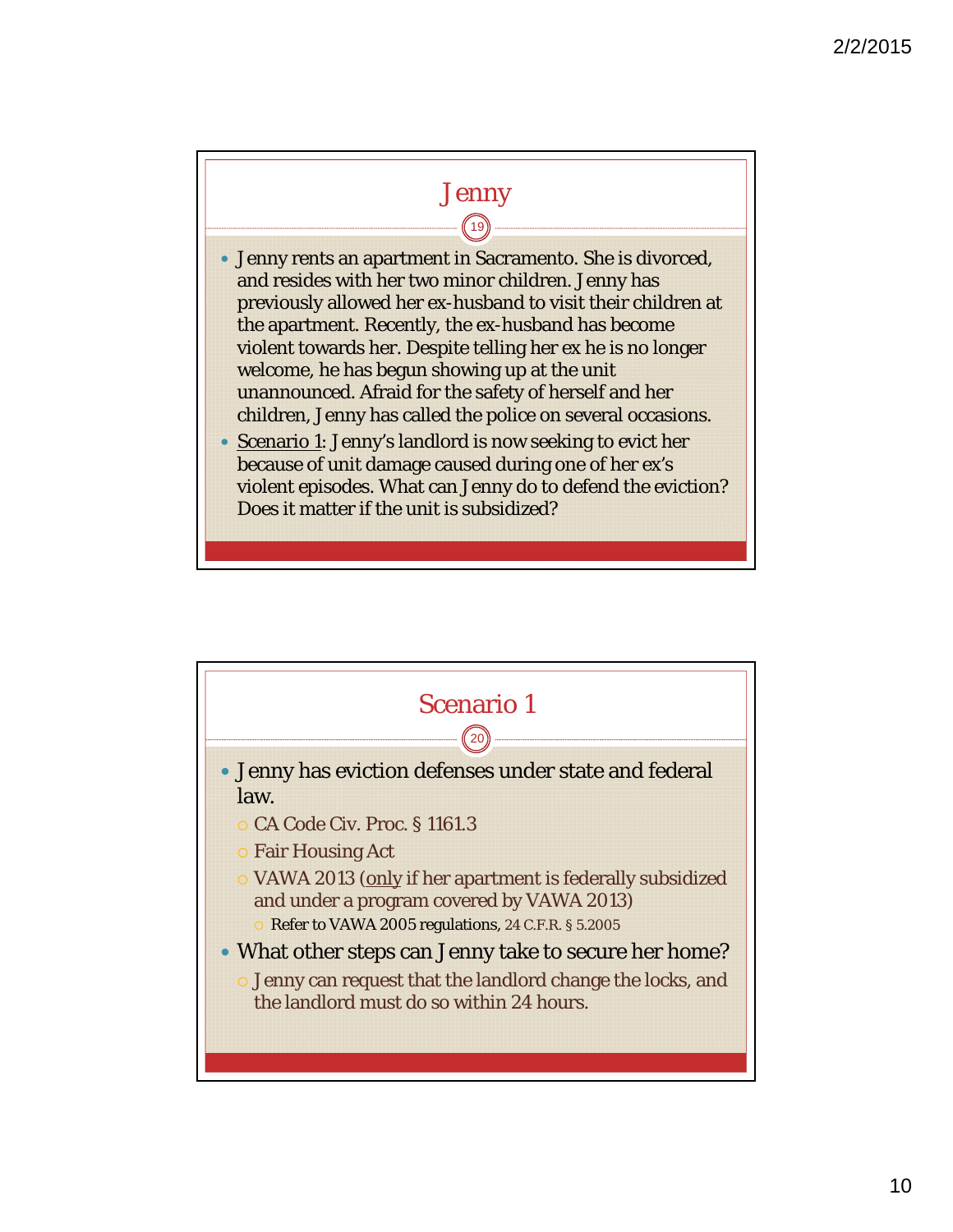## Jenny

- Jenny rents an apartment in Sacramento. She is divorced, and resides with her two minor children. Jenny has previously allowed her ex-husband to visit their children at the apartment. Recently, the ex-husband has become violent towards her. Despite telling her ex he is no longer welcome, he has begun showing up at the unit unannounced. Afraid for the safety of herself and her children, Jenny has called the police on several occasions.
- Scenario 1: Jenny's landlord is now seeking to evict her because of unit damage caused during one of her ex's violent episodes. What can Jenny do to defend the eviction? Does it matter if the unit is subsidized?

## Scenario 1

- Jenny has eviction defenses under state and federal law.
  - CA Code Civ. Proc. § 1161.3
  - Fair Housing Act
  - VAWA 2013 (only if her apartment is federally subsidized and under a program covered by VAWA 2013)
    - Refer to VAWA 2005 regulations, 24 C.F.R. § 5.2005
- What other steps can Jenny take to secure her home?
  - Jenny can request that the landlord change the locks, and the landlord must do so within 24 hours.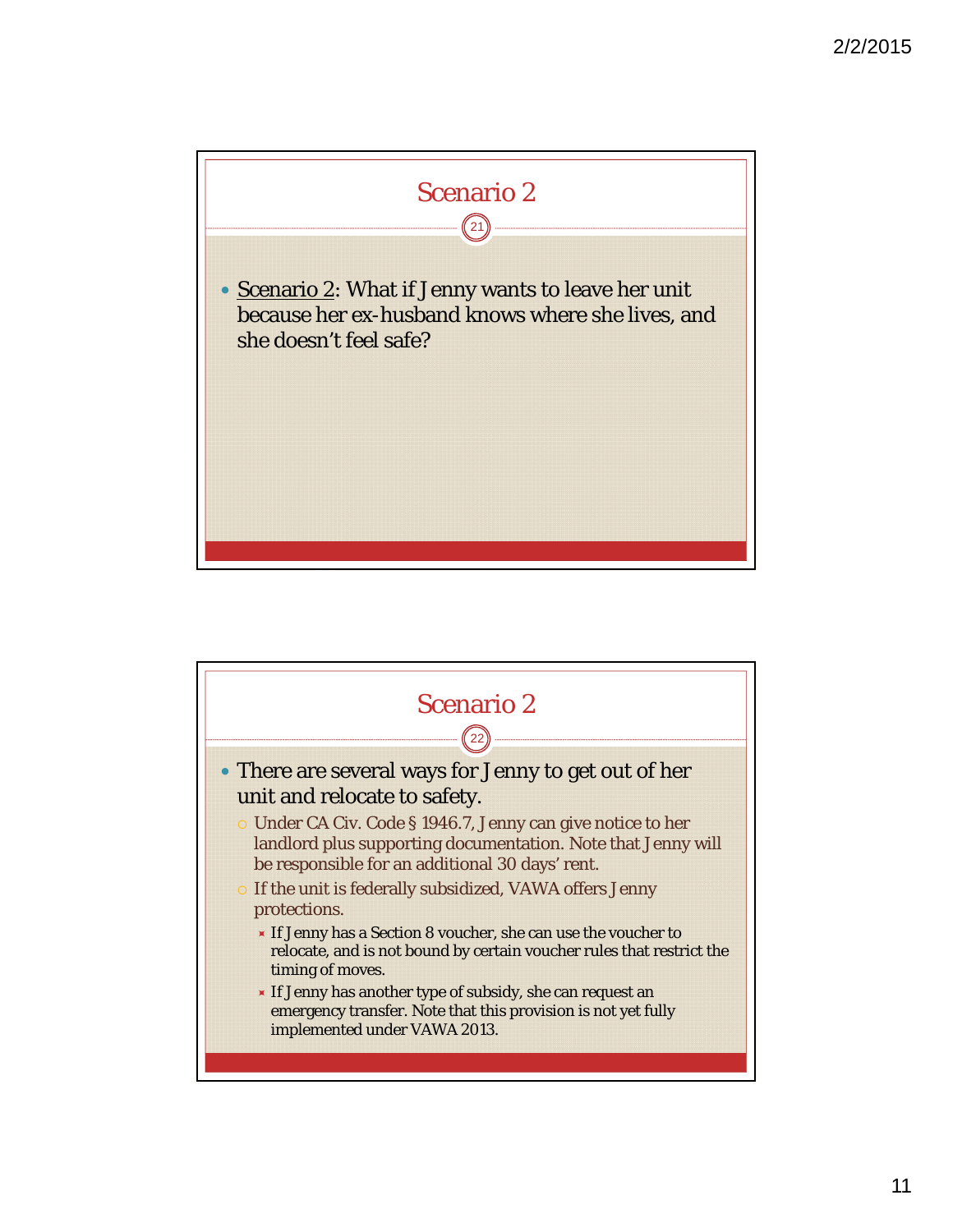## Scenario 2

- Scenario 2: What if Jenny wants to leave her unit because her ex-husband knows where she lives, and she doesn't feel safe?

## Scenario 2

- There are several ways for Jenny to get out of her unit and relocate to safety.
  - Under CA Civ. Code § 1946.7, Jenny can give notice to her landlord plus supporting documentation. Note that Jenny will be responsible for an additional 30 days' rent.
  - If the unit is federally subsidized, VAWA offers Jenny protections.
    - If Jenny has a Section 8 voucher, she can use the voucher to relocate, and is not bound by certain voucher rules that restrict the timing of moves.
    - If Jenny has another type of subsidy, she can request an emergency transfer. Note that this provision is not yet fully implemented under VAWA 2013.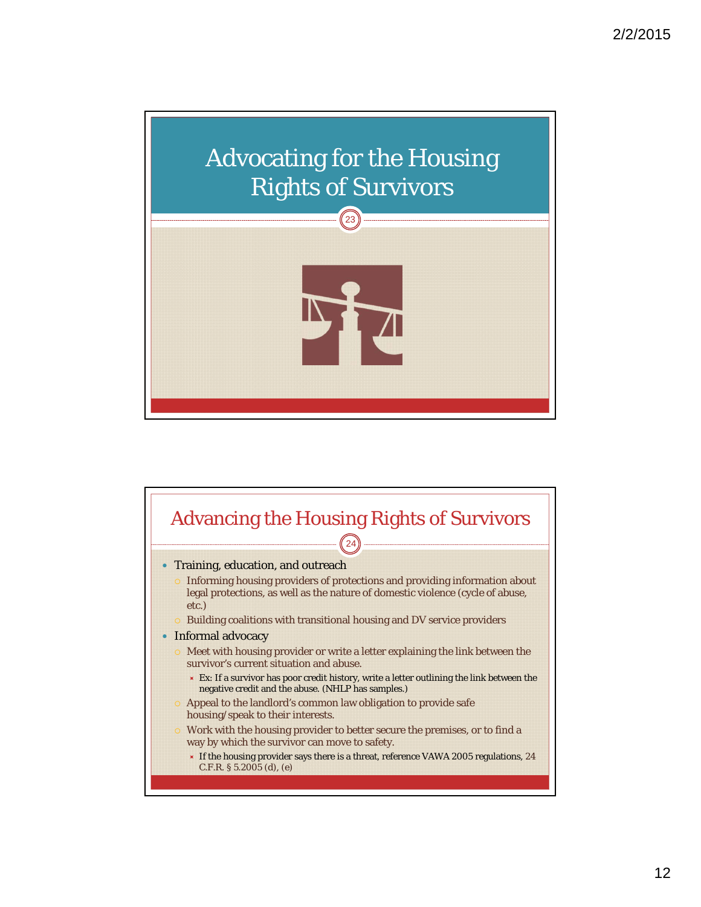# Advocating for the Housing Rights of Survivors

## Advancing the Housing Rights of Survivors

- Training, education, and outreach
  - Informing housing providers of protections and providing information about legal protections, as well as the nature of domestic violence (cycle of abuse, etc.)
  - Building coalitions with transitional housing and DV service providers
- Informal advocacy
  - Meet with housing provider or write a letter explaining the link between the survivor's current situation and abuse.
    - Ex: If a survivor has poor credit history, write a letter outlining the link between the negative credit and the abuse. (NHLP has samples.)
  - Appeal to the landlord's common law obligation to provide safe housing/speak to their interests.
  - Work with the housing provider to better secure the premises, or to find a way by which the survivor can move to safety.
    - If the housing provider says there is a threat, reference VAWA 2005 regulations, 24 C.F.R. § 5.2005 (d), (e)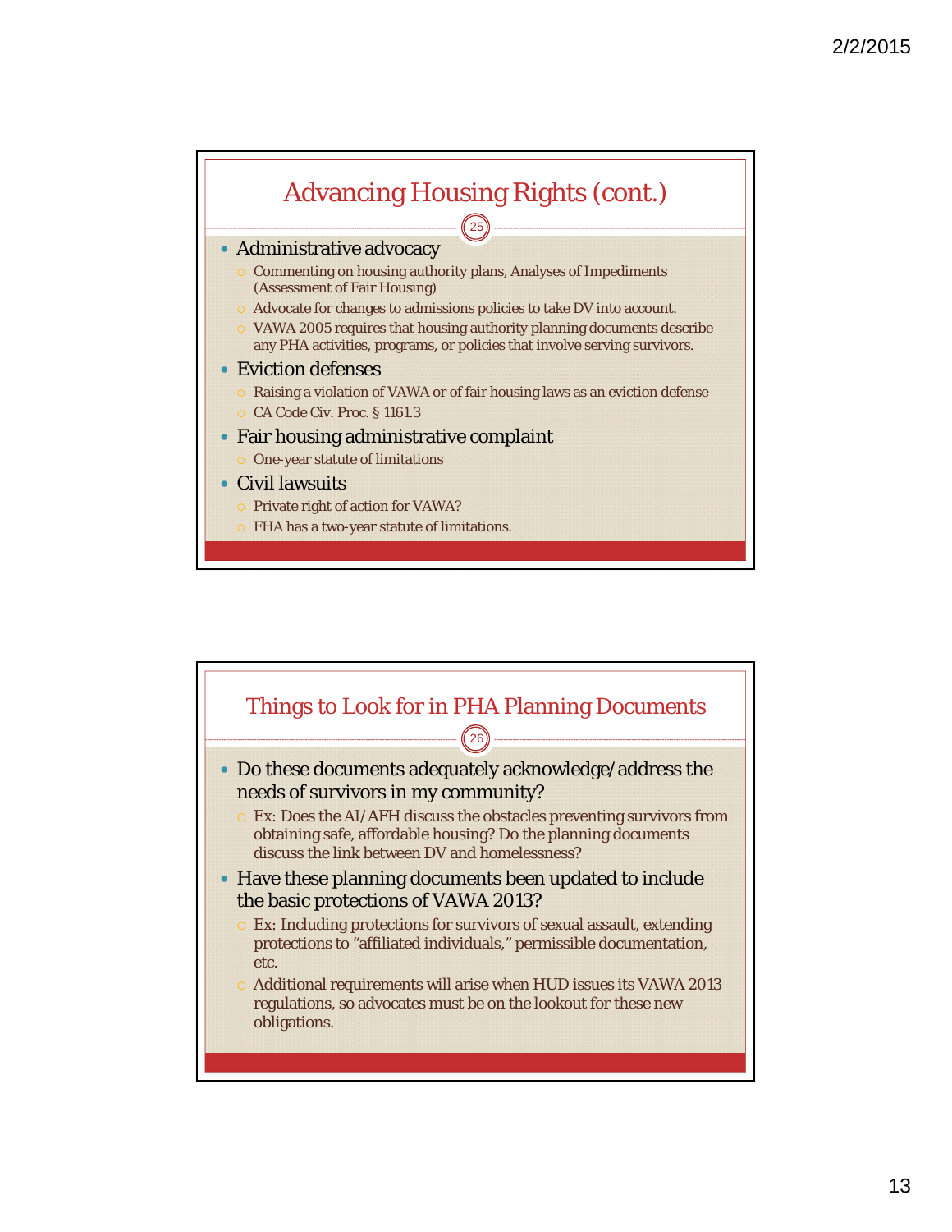## Advancing Housing Rights (cont.)

- Administrative advocacy
  - Commenting on housing authority plans, Analyses of Impediments (Assessment of Fair Housing)
  - Advocate for changes to admissions policies to take DV into account.
  - VAWA 2005 requires that housing authority planning documents describe any PHA activities, programs, or policies that involve serving survivors.
- Eviction defenses
  - Raising a violation of VAWA or of fair housing laws as an eviction defense
  - CA Code Civ. Proc. § 1161.3
- Fair housing administrative complaint
  - One-year statute of limitations
- Civil lawsuits
  - Private right of action for VAWA?
  - FHA has a two-year statute of limitations.

## Things to Look for in PHA Planning Documents

- Do these documents adequately acknowledge/address the needs of survivors in my community?
  - Ex: Does the AI/AFH discuss the obstacles preventing survivors from obtaining safe, affordable housing? Do the planning documents discuss the link between DV and homelessness?
- Have these planning documents been updated to include the basic protections of VAWA 2013?
  - Ex: Including protections for survivors of sexual assault, extending protections to "affiliated individuals," permissible documentation, etc.
  - Additional requirements will arise when HUD issues its VAWA 2013 regulations, so advocates must be on the lookout for these new obligations.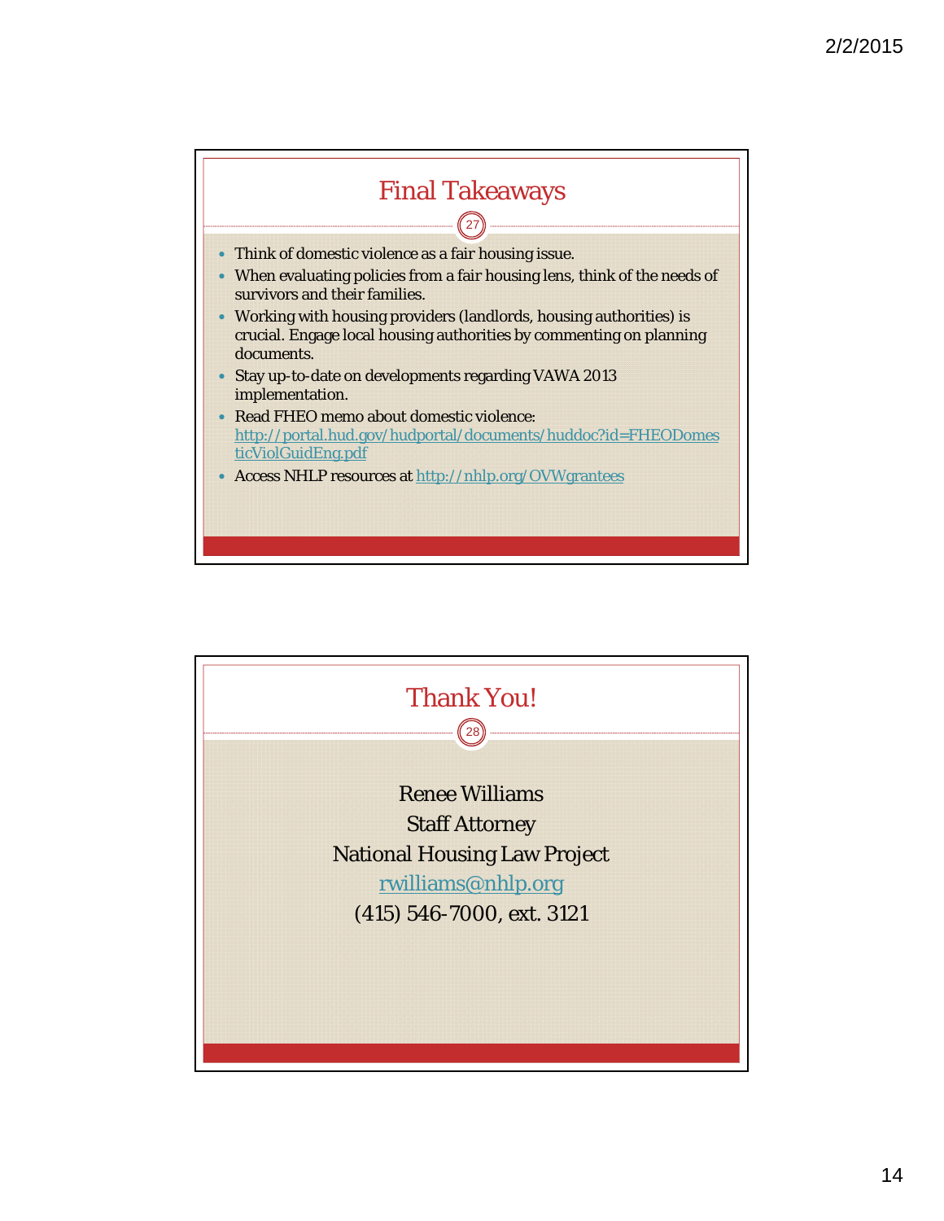## Final Takeaways

- Think of domestic violence as a fair housing issue.
- When evaluating policies from a fair housing lens, think of the needs of survivors and their families.
- Working with housing providers (landlords, housing authorities) is crucial. Engage local housing authorities by commenting on planning documents.
- Stay up-to-date on developments regarding VAWA 2013 implementation.
- Read FHEO memo about domestic violence: http://portal.hud.gov/hudportal/documents/huddoc?id=FHEODomesticViolGuidEng.pdf
- Access NHLP resources at http://nhlp.org/OVWgrantees

## Thank You!

Renee Williams
Staff Attorney
National Housing Law Project
rwilliams@nhlp.org
(415) 546-7000, ext. 3121